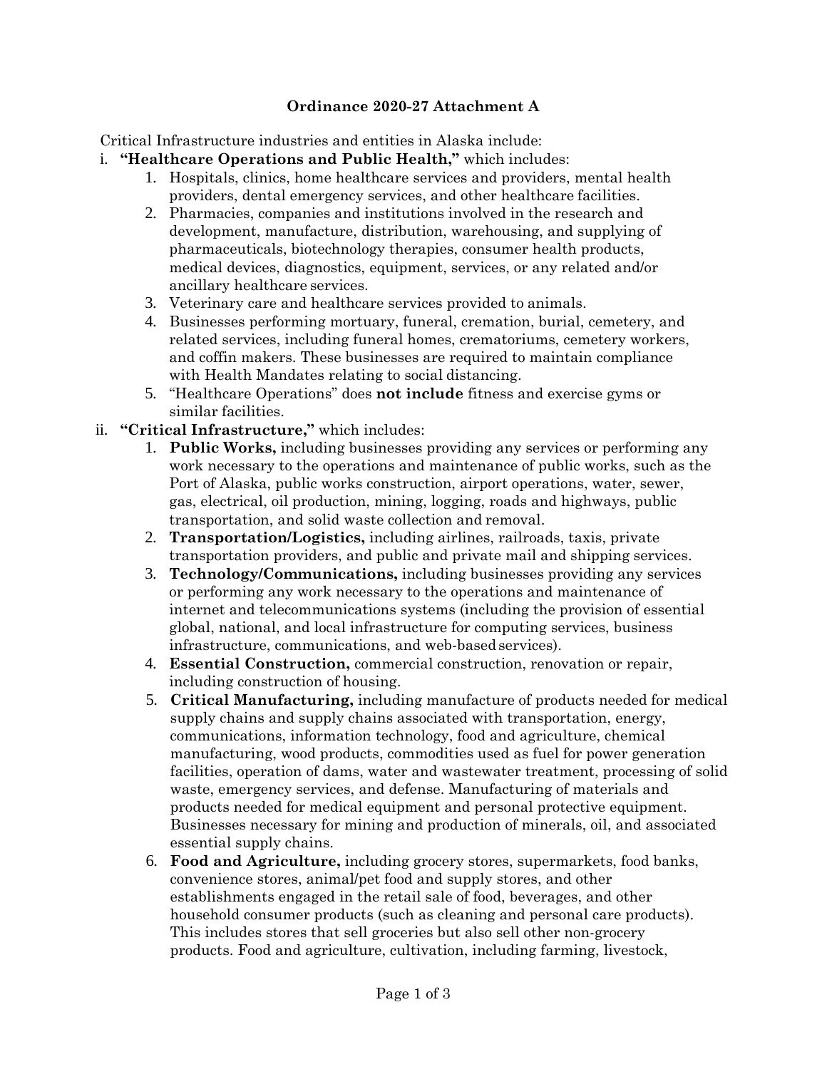**Ordinance 2020-27 Attachment A**

Critical Infrastructure industries and entities in Alaska include:

i. **"Healthcare Operations and Public Health,"** which includes:
   1. Hospitals, clinics, home healthcare services and providers, mental health providers, dental emergency services, and other healthcare facilities.
   2. Pharmacies, companies and institutions involved in the research and development, manufacture, distribution, warehousing, and supplying of pharmaceuticals, biotechnology therapies, consumer health products, medical devices, diagnostics, equipment, services, or any related and/or ancillary healthcare services.
   3. Veterinary care and healthcare services provided to animals.
   4. Businesses performing mortuary, funeral, cremation, burial, cemetery, and related services, including funeral homes, crematoriums, cemetery workers, and coffin makers. These businesses are required to maintain compliance with Health Mandates relating to social distancing.
   5. "Healthcare Operations" does **not include** fitness and exercise gyms or similar facilities.

ii. **"Critical Infrastructure,"** which includes:
   1. **Public Works,** including businesses providing any services or performing any work necessary to the operations and maintenance of public works, such as the Port of Alaska, public works construction, airport operations, water, sewer, gas, electrical, oil production, mining, logging, roads and highways, public transportation, and solid waste collection and removal.
   2. **Transportation/Logistics,** including airlines, railroads, taxis, private transportation providers, and public and private mail and shipping services.
   3. **Technology/Communications,** including businesses providing any services or performing any work necessary to the operations and maintenance of internet and telecommunications systems (including the provision of essential global, national, and local infrastructure for computing services, business infrastructure, communications, and web-based services).
   4. **Essential Construction,** commercial construction, renovation or repair, including construction of housing.
   5. **Critical Manufacturing,** including manufacture of products needed for medical supply chains and supply chains associated with transportation, energy, communications, information technology, food and agriculture, chemical manufacturing, wood products, commodities used as fuel for power generation facilities, operation of dams, water and wastewater treatment, processing of solid waste, emergency services, and defense. Manufacturing of materials and products needed for medical equipment and personal protective equipment. Businesses necessary for mining and production of minerals, oil, and associated essential supply chains.
   6. **Food and Agriculture,** including grocery stores, supermarkets, food banks, convenience stores, animal/pet food and supply stores, and other establishments engaged in the retail sale of food, beverages, and other household consumer products (such as cleaning and personal care products). This includes stores that sell groceries but also sell other non-grocery products. Food and agriculture, cultivation, including farming, livestock,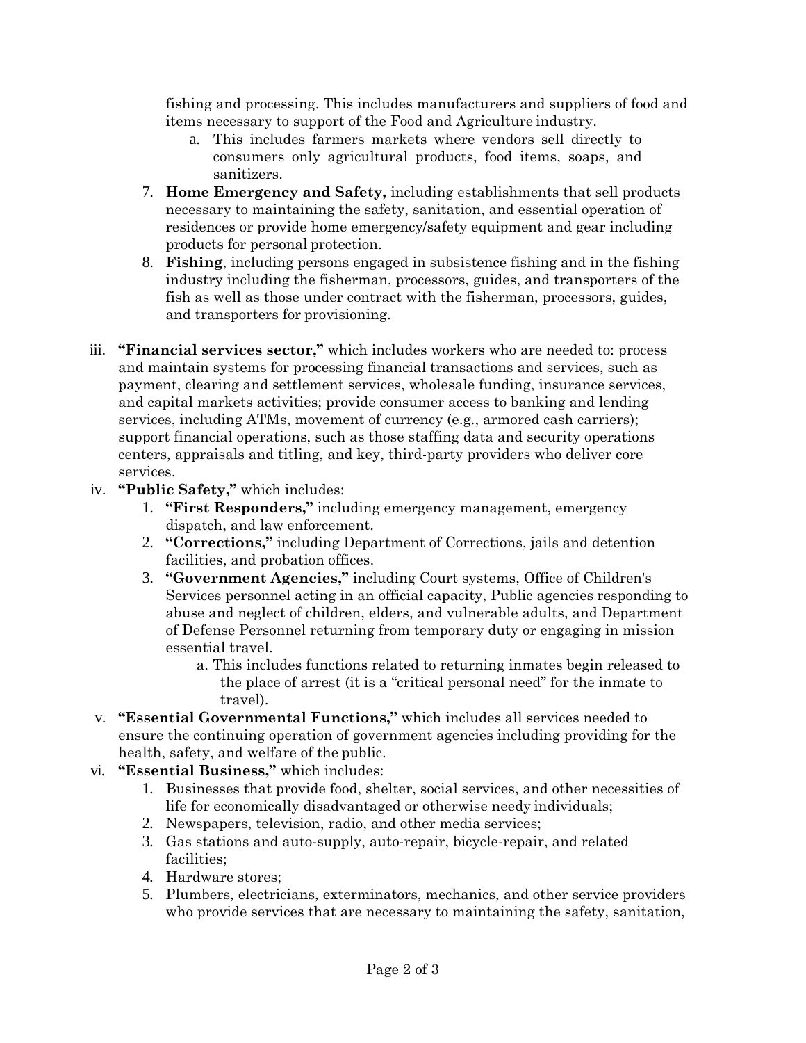fishing and processing. This includes manufacturers and suppliers of food and items necessary to support of the Food and Agriculture industry.

   a. This includes farmers markets where vendors sell directly to consumers only agricultural products, food items, soaps, and sanitizers.

7. **Home Emergency and Safety,** including establishments that sell products necessary to maintaining the safety, sanitation, and essential operation of residences or provide home emergency/safety equipment and gear including products for personal protection.
8. **Fishing**, including persons engaged in subsistence fishing and in the fishing industry including the fisherman, processors, guides, and transporters of the fish as well as those under contract with the fisherman, processors, guides, and transporters for provisioning.

iii. **"Financial services sector,"** which includes workers who are needed to: process and maintain systems for processing financial transactions and services, such as payment, clearing and settlement services, wholesale funding, insurance services, and capital markets activities; provide consumer access to banking and lending services, including ATMs, movement of currency (e.g., armored cash carriers); support financial operations, such as those staffing data and security operations centers, appraisals and titling, and key, third-party providers who deliver core services.

iv. **"Public Safety,"** which includes:

1. **"First Responders,"** including emergency management, emergency dispatch, and law enforcement.
2. **"Corrections,"** including Department of Corrections, jails and detention facilities, and probation offices.
3. **"Government Agencies,"** including Court systems, Office of Children's Services personnel acting in an official capacity, Public agencies responding to abuse and neglect of children, elders, and vulnerable adults, and Department of Defense Personnel returning from temporary duty or engaging in mission essential travel.
   a. This includes functions related to returning inmates begin released to the place of arrest (it is a "critical personal need" for the inmate to travel).

v. **"Essential Governmental Functions,"** which includes all services needed to ensure the continuing operation of government agencies including providing for the health, safety, and welfare of the public.

vi. **"Essential Business,"** which includes:

1. Businesses that provide food, shelter, social services, and other necessities of life for economically disadvantaged or otherwise needy individuals;
2. Newspapers, television, radio, and other media services;
3. Gas stations and auto-supply, auto-repair, bicycle-repair, and related facilities;
4. Hardware stores;
5. Plumbers, electricians, exterminators, mechanics, and other service providers who provide services that are necessary to maintaining the safety, sanitation,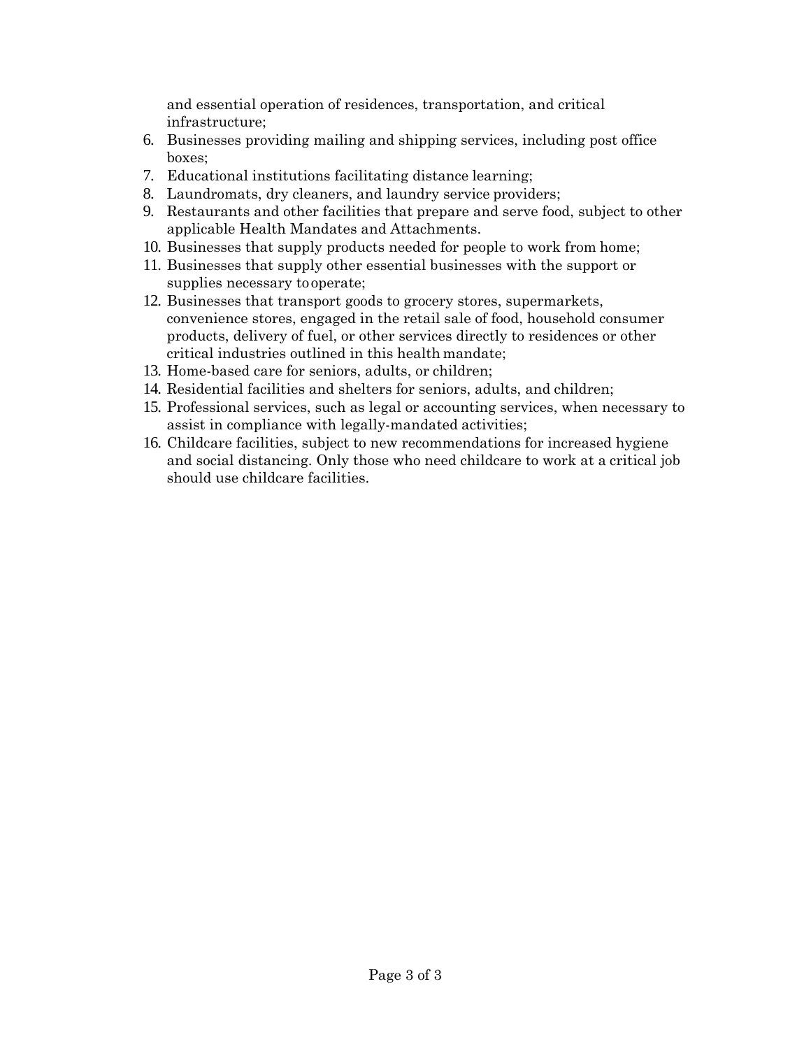and essential operation of residences, transportation, and critical infrastructure;

6. Businesses providing mailing and shipping services, including post office boxes;
7. Educational institutions facilitating distance learning;
8. Laundromats, dry cleaners, and laundry service providers;
9. Restaurants and other facilities that prepare and serve food, subject to other applicable Health Mandates and Attachments.
10. Businesses that supply products needed for people to work from home;
11. Businesses that supply other essential businesses with the support or supplies necessary to operate;
12. Businesses that transport goods to grocery stores, supermarkets, convenience stores, engaged in the retail sale of food, household consumer products, delivery of fuel, or other services directly to residences or other critical industries outlined in this health mandate;
13. Home-based care for seniors, adults, or children;
14. Residential facilities and shelters for seniors, adults, and children;
15. Professional services, such as legal or accounting services, when necessary to assist in compliance with legally-mandated activities;
16. Childcare facilities, subject to new recommendations for increased hygiene and social distancing. Only those who need childcare to work at a critical job should use childcare facilities.